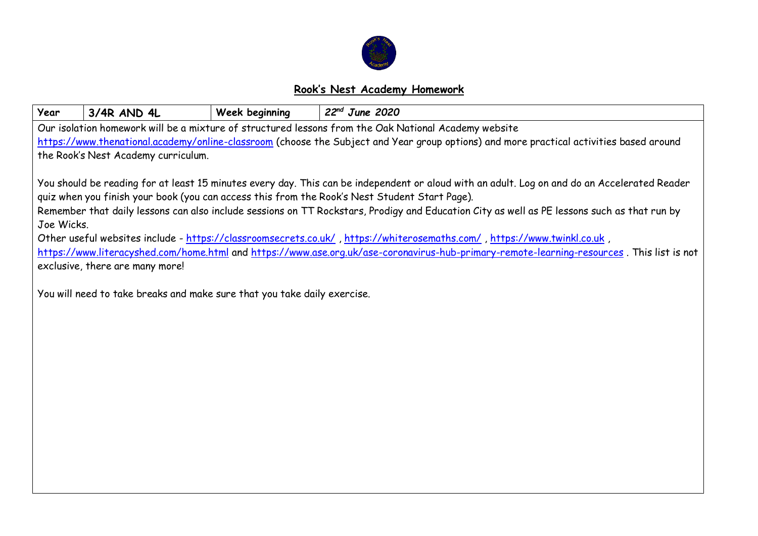## Rook's Nest Academy Homework

| Year | 3/4R AND 4L | Week beginning | *22nd June 2020* |
|---|---|---|---|

Our isolation homework will be a mixture of structured lessons from the Oak National Academy website https://www.thenational.academy/online-classroom (choose the Subject and Year group options) and more practical activities based around the Rook's Nest Academy curriculum.

You should be reading for at least 15 minutes every day. This can be independent or aloud with an adult. Log on and do an Accelerated Reader quiz when you finish your book (you can access this from the Rook's Nest Student Start Page).

Remember that daily lessons can also include sessions on TT Rockstars, Prodigy and Education City as well as PE lessons such as that run by Joe Wicks.

Other useful websites include - https://classroomsecrets.co.uk/ , https://whiterosemaths.com/ , https://www.twinkl.co.uk , https://www.literacyshed.com/home.html and https://www.ase.org.uk/ase-coronavirus-hub-primary-remote-learning-resources . This list is not exclusive, there are many more!

You will need to take breaks and make sure that you take daily exercise.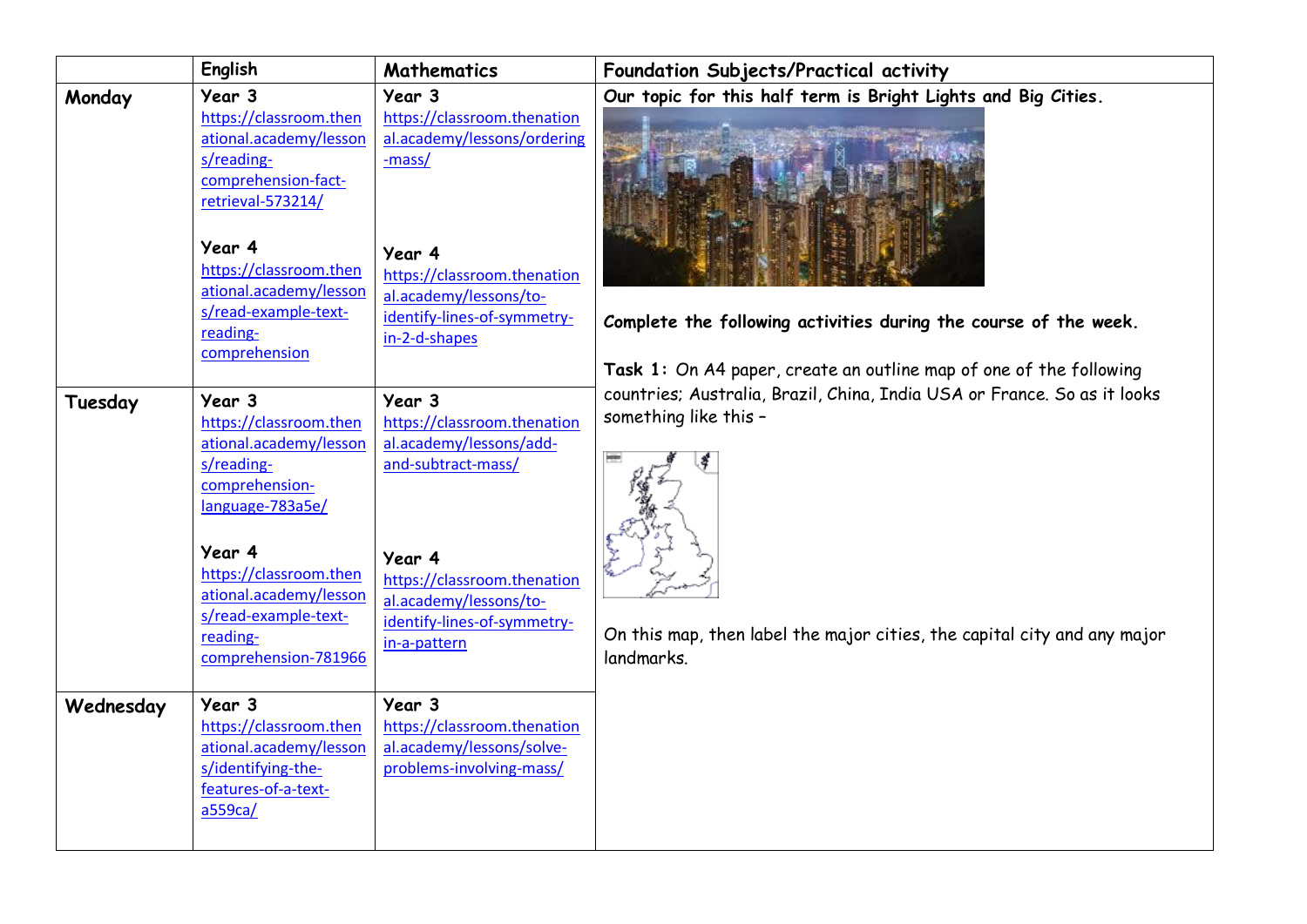|  | English | Mathematics | Foundation Subjects/Practical activity |
|---|---|---|---|
| **Monday** | **Year 3** https://classroom.thenational.academy/lessons/reading-comprehension-fact-retrieval-573214/ **Year 4** https://classroom.thenational.academy/lessons/read-example-text-reading-comprehension | **Year 3** https://classroom.thenational.academy/lessons/ordering-mass/ **Year 4** https://classroom.thenational.academy/lessons/to-identify-lines-of-symmetry-in-2-d-shapes | **Our topic for this half term is Bright Lights and Big Cities.** **Complete the following activities during the course of the week.** **Task 1:** On A4 paper, create an outline map of one of the following countries; Australia, Brazil, China, India USA or France. So as it looks something like this – On this map, then label the major cities, the capital city and any major landmarks. |
| **Tuesday** | **Year 3** https://classroom.thenational.academy/lessons/reading-comprehension-language-783a5e/ **Year 4** https://classroom.thenational.academy/lessons/read-example-text-reading-comprehension-781966 | **Year 3** https://classroom.thenational.academy/lessons/add-and-subtract-mass/ **Year 4** https://classroom.thenational.academy/lessons/to-identify-lines-of-symmetry-in-a-pattern | |
| **Wednesday** | **Year 3** https://classroom.thenational.academy/lessons/identifying-the-features-of-a-text-a559ca/ | **Year 3** https://classroom.thenational.academy/lessons/solve-problems-involving-mass/ | |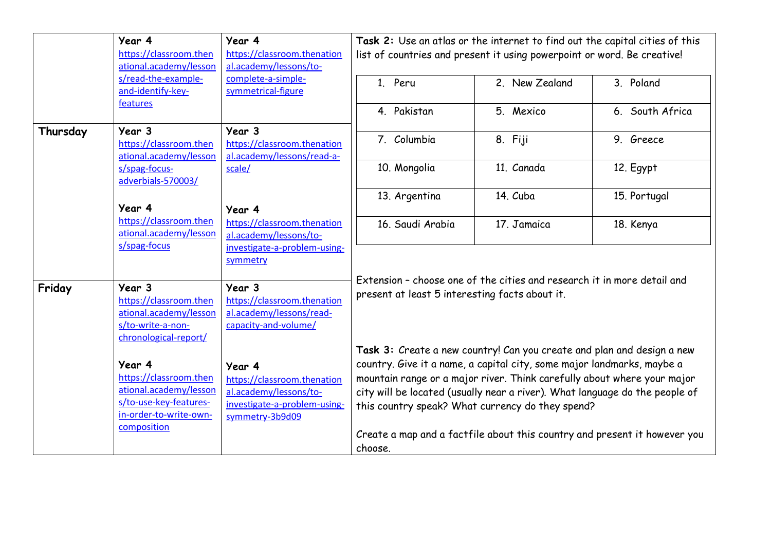| | | | |
|---|---|---|---|
| | **Year 4** https://classroom.thenational.academy/lessons/read-the-example-and-identify-key-features | **Year 4** https://classroom.thenational.academy/lessons/to-complete-a-simple-symmetrical-figure | **Task 2:** Use an atlas or the internet to find out the capital cities of this list of countries and present it using powerpoint or word. Be creative! |
| **Thursday** | **Year 3** https://classroom.thenational.academy/lessons/spag-focus-adverbials-570003/ **Year 4** https://classroom.thenational.academy/lessons/spag-focus | **Year 3** https://classroom.thenational.academy/lessons/read-a-scale/ **Year 4** https://classroom.thenational.academy/lessons/to-investigate-a-problem-using-symmetry | |
| **Friday** | **Year 3** https://classroom.thenational.academy/lessons/to-write-a-non-chronological-report/ **Year 4** https://classroom.thenational.academy/lessons/to-use-key-features-in-order-to-write-own-composition | **Year 3** https://classroom.thenational.academy/lessons/read-capacity-and-volume/ **Year 4** https://classroom.thenational.academy/lessons/to-investigate-a-problem-using-symmetry-3b9d09 | |

**Task 2:** Use an atlas or the internet to find out the capital cities of this list of countries and present it using powerpoint or word. Be creative!

| | | |
|---|---|---|
| 1. Peru | 2. New Zealand | 3. Poland |
| 4. Pakistan | 5. Mexico | 6. South Africa |
| 7. Columbia | 8. Fiji | 9. Greece |
| 10. Mongolia | 11. Canada | 12. Egypt |
| 13. Argentina | 14. Cuba | 15. Portugal |
| 16. Saudi Arabia | 17. Jamaica | 18. Kenya |

Extension – choose one of the cities and research it in more detail and present at least 5 interesting facts about it.

**Task 3:** Create a new country! Can you create and plan and design a new country. Give it a name, a capital city, some major landmarks, maybe a mountain range or a major river. Think carefully about where your major city will be located (usually near a river). What language do the people of this country speak? What currency do they spend?

Create a map and a factfile about this country and present it however you choose.